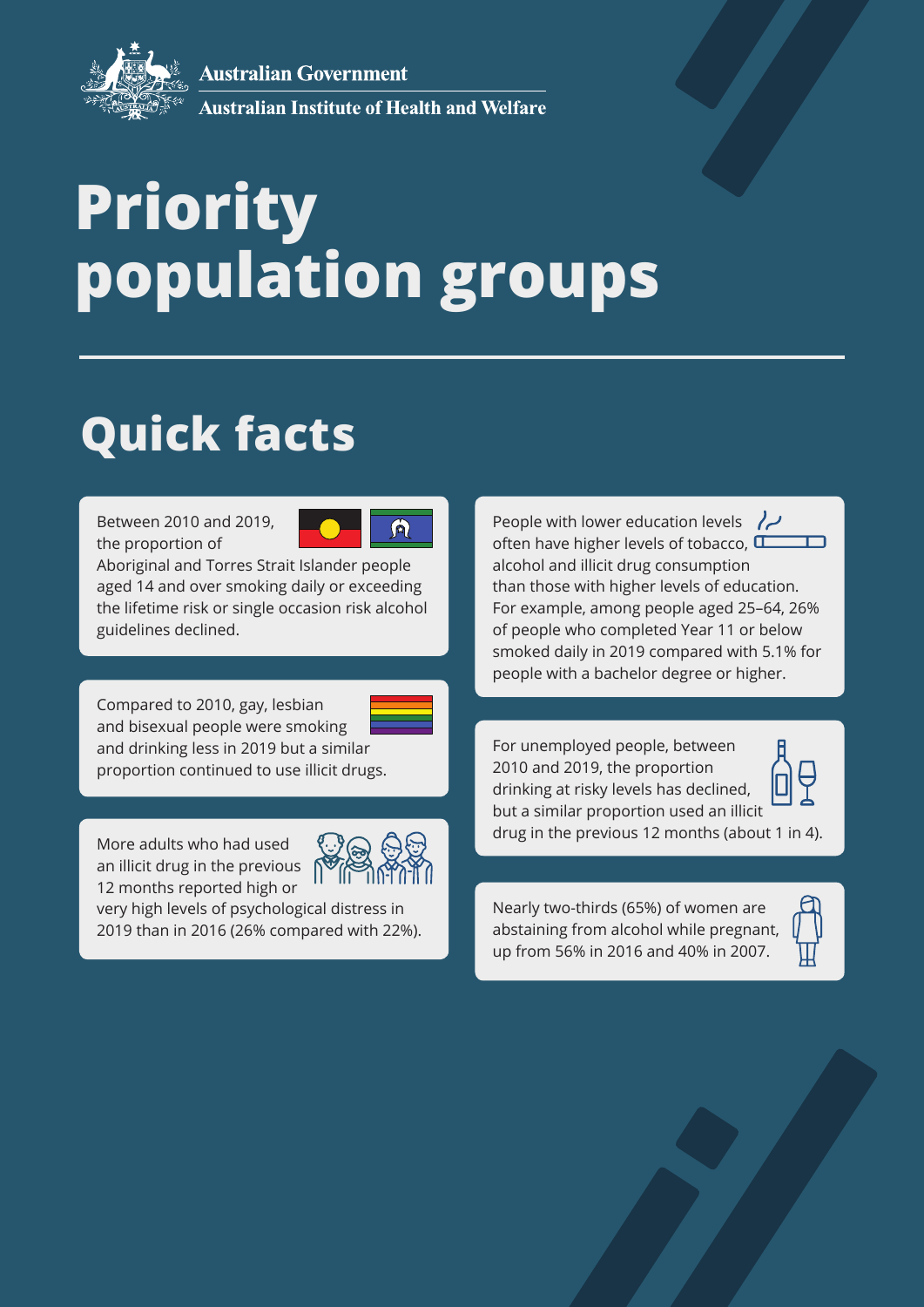Australian Government
Australian Institute of Health and Welfare

# Priority population groups

## Quick facts

Between 2010 and 2019, the proportion of Aboriginal and Torres Strait Islander people aged 14 and over smoking daily or exceeding the lifetime risk or single occasion risk alcohol guidelines declined.

Compared to 2010, gay, lesbian and bisexual people were smoking and drinking less in 2019 but a similar proportion continued to use illicit drugs.

More adults who had used an illicit drug in the previous 12 months reported high or very high levels of psychological distress in 2019 than in 2016 (26% compared with 22%).

People with lower education levels often have higher levels of tobacco, alcohol and illicit drug consumption than those with higher levels of education. For example, among people aged 25–64, 26% of people who completed Year 11 or below smoked daily in 2019 compared with 5.1% for people with a bachelor degree or higher.

For unemployed people, between 2010 and 2019, the proportion drinking at risky levels has declined, but a similar proportion used an illicit drug in the previous 12 months (about 1 in 4).

Nearly two-thirds (65%) of women are abstaining from alcohol while pregnant, up from 56% in 2016 and 40% in 2007.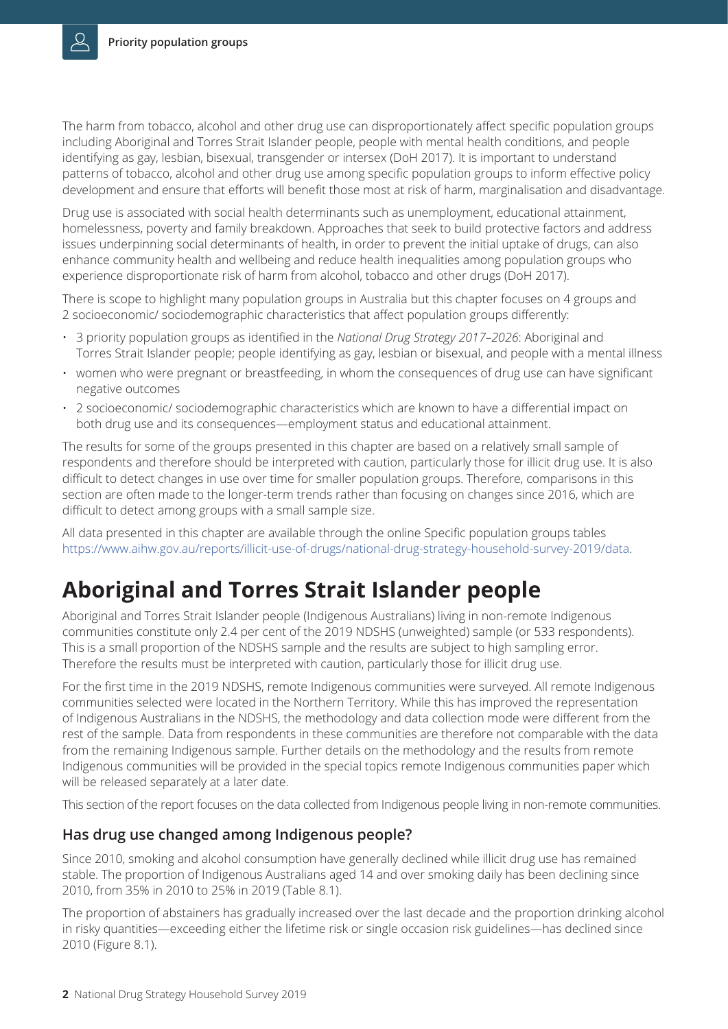The harm from tobacco, alcohol and other drug use can disproportionately affect specific population groups including Aboriginal and Torres Strait Islander people, people with mental health conditions, and people identifying as gay, lesbian, bisexual, transgender or intersex (DoH 2017). It is important to understand patterns of tobacco, alcohol and other drug use among specific population groups to inform effective policy development and ensure that efforts will benefit those most at risk of harm, marginalisation and disadvantage.

Drug use is associated with social health determinants such as unemployment, educational attainment, homelessness, poverty and family breakdown. Approaches that seek to build protective factors and address issues underpinning social determinants of health, in order to prevent the initial uptake of drugs, can also enhance community health and wellbeing and reduce health inequalities among population groups who experience disproportionate risk of harm from alcohol, tobacco and other drugs (DoH 2017).

There is scope to highlight many population groups in Australia but this chapter focuses on 4 groups and 2 socioeconomic/ sociodemographic characteristics that affect population groups differently:

- 3 priority population groups as identified in the *National Drug Strategy 2017–2026*: Aboriginal and Torres Strait Islander people; people identifying as gay, lesbian or bisexual, and people with a mental illness
- women who were pregnant or breastfeeding, in whom the consequences of drug use can have significant negative outcomes
- 2 socioeconomic/ sociodemographic characteristics which are known to have a differential impact on both drug use and its consequences—employment status and educational attainment.

The results for some of the groups presented in this chapter are based on a relatively small sample of respondents and therefore should be interpreted with caution, particularly those for illicit drug use. It is also difficult to detect changes in use over time for smaller population groups. Therefore, comparisons in this section are often made to the longer-term trends rather than focusing on changes since 2016, which are difficult to detect among groups with a small sample size.

All data presented in this chapter are available through the online Specific population groups tables https://www.aihw.gov.au/reports/illicit-use-of-drugs/national-drug-strategy-household-survey-2019/data.

# Aboriginal and Torres Strait Islander people

Aboriginal and Torres Strait Islander people (Indigenous Australians) living in non-remote Indigenous communities constitute only 2.4 per cent of the 2019 NDSHS (unweighted) sample (or 533 respondents). This is a small proportion of the NDSHS sample and the results are subject to high sampling error. Therefore the results must be interpreted with caution, particularly those for illicit drug use.

For the first time in the 2019 NDSHS, remote Indigenous communities were surveyed. All remote Indigenous communities selected were located in the Northern Territory. While this has improved the representation of Indigenous Australians in the NDSHS, the methodology and data collection mode were different from the rest of the sample. Data from respondents in these communities are therefore not comparable with the data from the remaining Indigenous sample. Further details on the methodology and the results from remote Indigenous communities will be provided in the special topics remote Indigenous communities paper which will be released separately at a later date.

This section of the report focuses on the data collected from Indigenous people living in non-remote communities.

## Has drug use changed among Indigenous people?

Since 2010, smoking and alcohol consumption have generally declined while illicit drug use has remained stable. The proportion of Indigenous Australians aged 14 and over smoking daily has been declining since 2010, from 35% in 2010 to 25% in 2019 (Table 8.1).

The proportion of abstainers has gradually increased over the last decade and the proportion drinking alcohol in risky quantities—exceeding either the lifetime risk or single occasion risk guidelines—has declined since 2010 (Figure 8.1).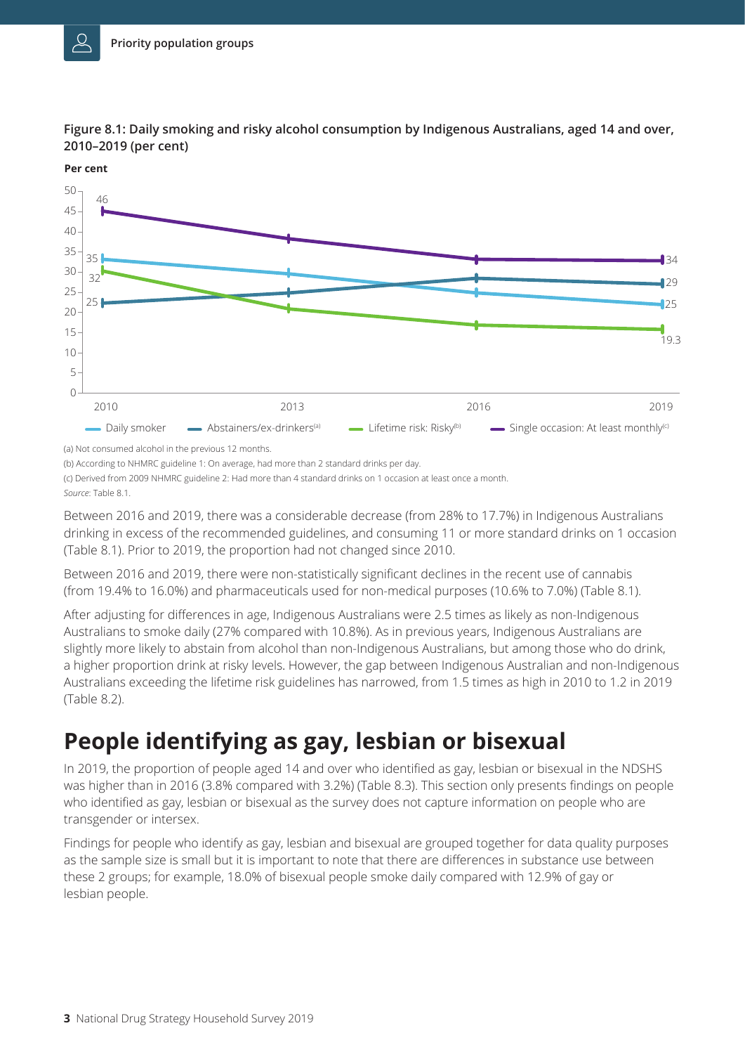**Figure 8.1: Daily smoking and risky alcohol consumption by Indigenous Australians, aged 14 and over, 2010–2019 (per cent)**

(a) Not consumed alcohol in the previous 12 months.

(b) According to NHMRC guideline 1: On average, had more than 2 standard drinks per day.

(c) Derived from 2009 NHMRC guideline 2: Had more than 4 standard drinks on 1 occasion at least once a month.

*Source*: Table 8.1.

Between 2016 and 2019, there was a considerable decrease (from 28% to 17.7%) in Indigenous Australians drinking in excess of the recommended guidelines, and consuming 11 or more standard drinks on 1 occasion (Table 8.1). Prior to 2019, the proportion had not changed since 2010.

Between 2016 and 2019, there were non-statistically significant declines in the recent use of cannabis (from 19.4% to 16.0%) and pharmaceuticals used for non-medical purposes (10.6% to 7.0%) (Table 8.1).

After adjusting for differences in age, Indigenous Australians were 2.5 times as likely as non-Indigenous Australians to smoke daily (27% compared with 10.8%). As in previous years, Indigenous Australians are slightly more likely to abstain from alcohol than non-Indigenous Australians, but among those who do drink, a higher proportion drink at risky levels. However, the gap between Indigenous Australian and non-Indigenous Australians exceeding the lifetime risk guidelines has narrowed, from 1.5 times as high in 2010 to 1.2 in 2019 (Table 8.2).

# People identifying as gay, lesbian or bisexual

In 2019, the proportion of people aged 14 and over who identified as gay, lesbian or bisexual in the NDSHS was higher than in 2016 (3.8% compared with 3.2%) (Table 8.3). This section only presents findings on people who identified as gay, lesbian or bisexual as the survey does not capture information on people who are transgender or intersex.

Findings for people who identify as gay, lesbian and bisexual are grouped together for data quality purposes as the sample size is small but it is important to note that there are differences in substance use between these 2 groups; for example, 18.0% of bisexual people smoke daily compared with 12.9% of gay or lesbian people.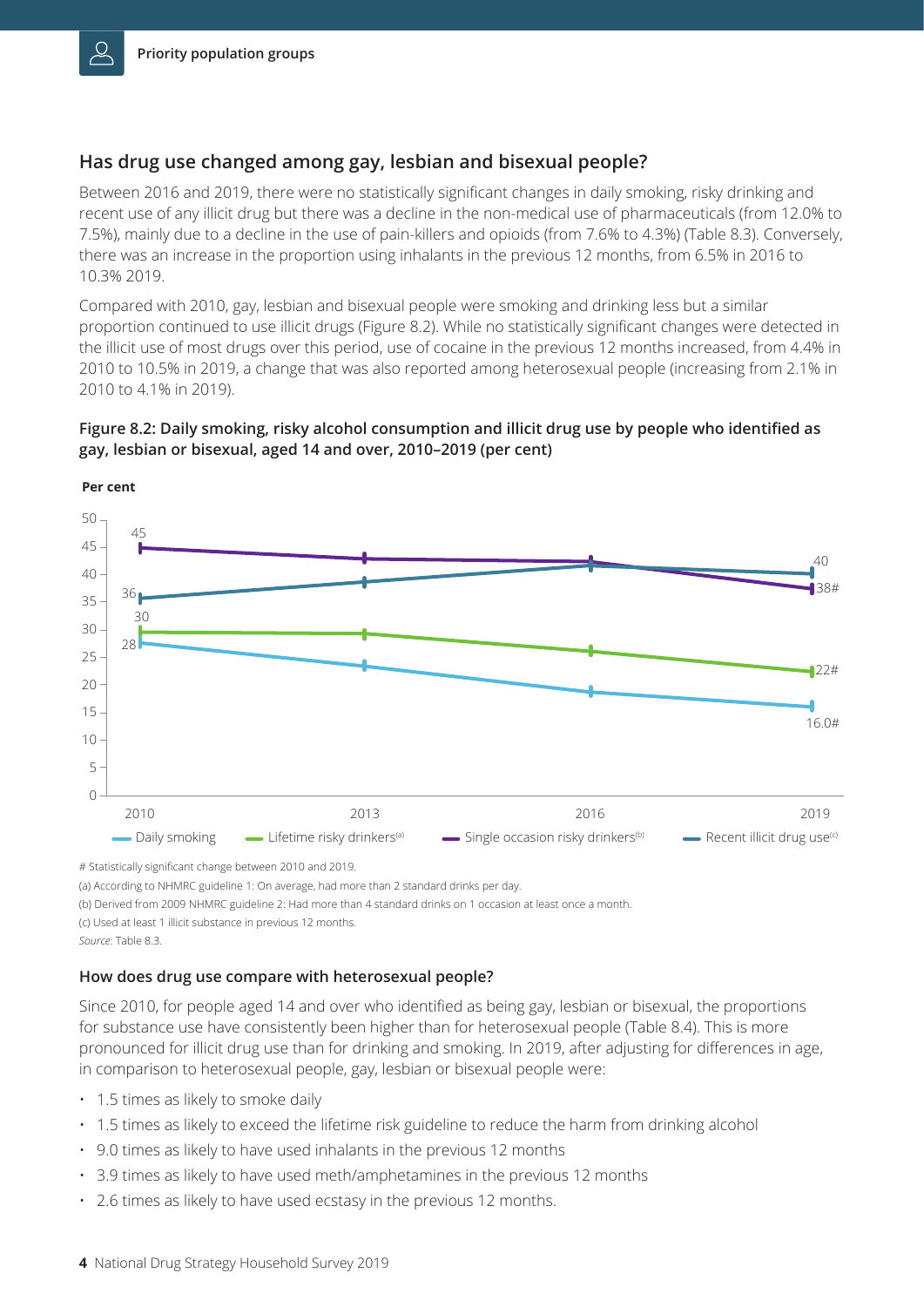## Has drug use changed among gay, lesbian and bisexual people?

Between 2016 and 2019, there were no statistically significant changes in daily smoking, risky drinking and recent use of any illicit drug but there was a decline in the non-medical use of pharmaceuticals (from 12.0% to 7.5%), mainly due to a decline in the use of pain-killers and opioids (from 7.6% to 4.3%) (Table 8.3). Conversely, there was an increase in the proportion using inhalants in the previous 12 months, from 6.5% in 2016 to 10.3% 2019.

Compared with 2010, gay, lesbian and bisexual people were smoking and drinking less but a similar proportion continued to use illicit drugs (Figure 8.2). While no statistically significant changes were detected in the illicit use of most drugs over this period, use of cocaine in the previous 12 months increased, from 4.4% in 2010 to 10.5% in 2019, a change that was also reported among heterosexual people (increasing from 2.1% in 2010 to 4.1% in 2019).

**Figure 8.2: Daily smoking, risky alcohol consumption and illicit drug use by people who identified as gay, lesbian or bisexual, aged 14 and over, 2010–2019 (per cent)**

| Measure | 2010 | 2019 |
|---|---|---|
| Daily smoking | 28 | 16.0# |
| Lifetime risky drinkers[a] | 30 | 22# |
| Single occasion risky drinkers[b] | 45 | 38# |
| Recent illicit drug use[c] | 36 | 40 |

# Statistically significant change between 2010 and 2019.

(a) According to NHMRC guideline 1: On average, had more than 2 standard drinks per day.

(b) Derived from 2009 NHMRC guideline 2: Had more than 4 standard drinks on 1 occasion at least once a month.

(c) Used at least 1 illicit substance in previous 12 months.

*Source*: Table 8.3.

### How does drug use compare with heterosexual people?

Since 2010, for people aged 14 and over who identified as being gay, lesbian or bisexual, the proportions for substance use have consistently been higher than for heterosexual people (Table 8.4). This is more pronounced for illicit drug use than for drinking and smoking. In 2019, after adjusting for differences in age, in comparison to heterosexual people, gay, lesbian or bisexual people were:

- 1.5 times as likely to smoke daily
- 1.5 times as likely to exceed the lifetime risk guideline to reduce the harm from drinking alcohol
- 9.0 times as likely to have used inhalants in the previous 12 months
- 3.9 times as likely to have used meth/amphetamines in the previous 12 months
- 2.6 times as likely to have used ecstasy in the previous 12 months.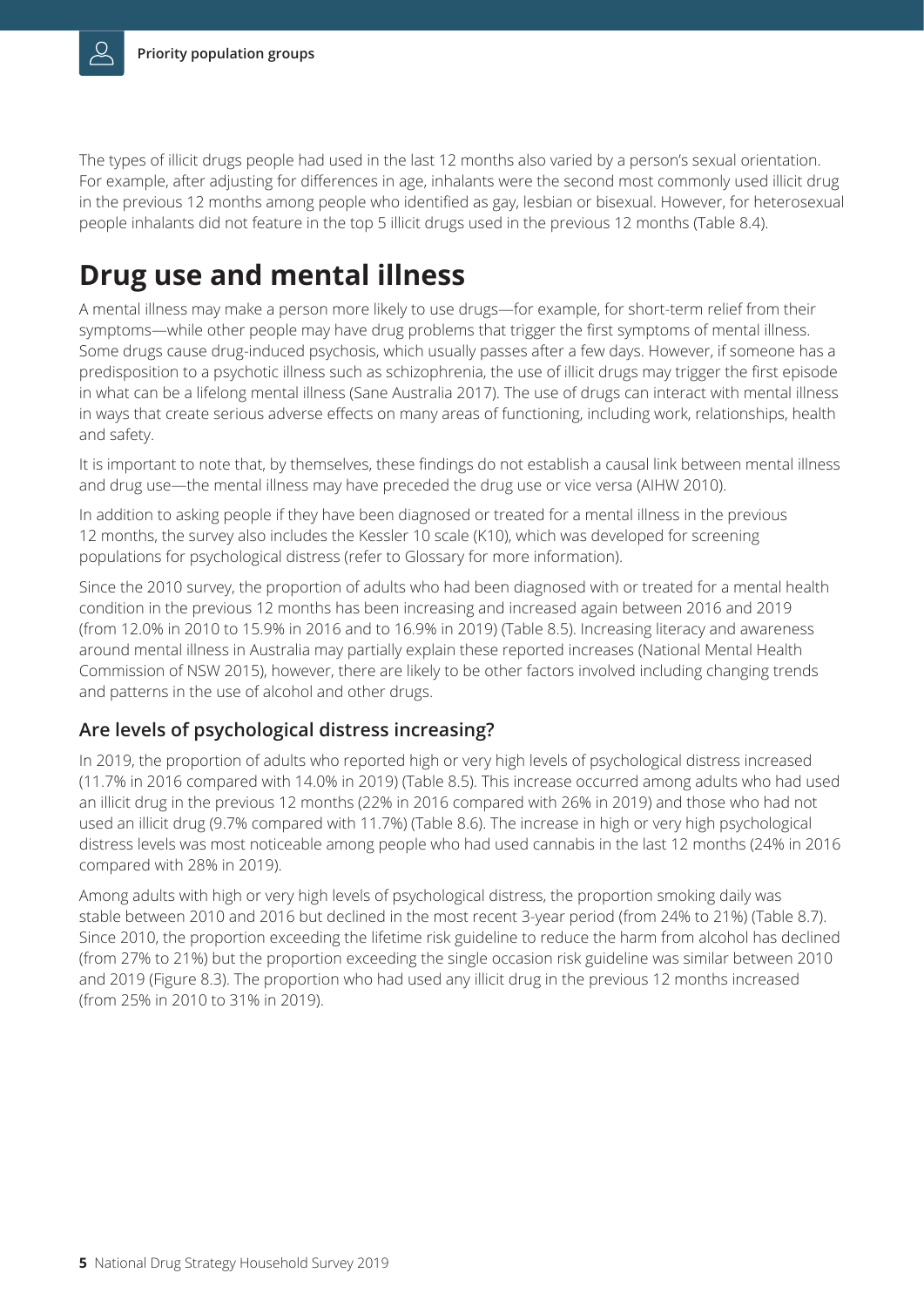The types of illicit drugs people had used in the last 12 months also varied by a person's sexual orientation. For example, after adjusting for differences in age, inhalants were the second most commonly used illicit drug in the previous 12 months among people who identified as gay, lesbian or bisexual. However, for heterosexual people inhalants did not feature in the top 5 illicit drugs used in the previous 12 months (Table 8.4).

# Drug use and mental illness

A mental illness may make a person more likely to use drugs—for example, for short-term relief from their symptoms—while other people may have drug problems that trigger the first symptoms of mental illness. Some drugs cause drug-induced psychosis, which usually passes after a few days. However, if someone has a predisposition to a psychotic illness such as schizophrenia, the use of illicit drugs may trigger the first episode in what can be a lifelong mental illness (Sane Australia 2017). The use of drugs can interact with mental illness in ways that create serious adverse effects on many areas of functioning, including work, relationships, health and safety.

It is important to note that, by themselves, these findings do not establish a causal link between mental illness and drug use—the mental illness may have preceded the drug use or vice versa (AIHW 2010).

In addition to asking people if they have been diagnosed or treated for a mental illness in the previous 12 months, the survey also includes the Kessler 10 scale (K10), which was developed for screening populations for psychological distress (refer to Glossary for more information).

Since the 2010 survey, the proportion of adults who had been diagnosed with or treated for a mental health condition in the previous 12 months has been increasing and increased again between 2016 and 2019 (from 12.0% in 2010 to 15.9% in 2016 and to 16.9% in 2019) (Table 8.5). Increasing literacy and awareness around mental illness in Australia may partially explain these reported increases (National Mental Health Commission of NSW 2015), however, there are likely to be other factors involved including changing trends and patterns in the use of alcohol and other drugs.

## Are levels of psychological distress increasing?

In 2019, the proportion of adults who reported high or very high levels of psychological distress increased (11.7% in 2016 compared with 14.0% in 2019) (Table 8.5). This increase occurred among adults who had used an illicit drug in the previous 12 months (22% in 2016 compared with 26% in 2019) and those who had not used an illicit drug (9.7% compared with 11.7%) (Table 8.6). The increase in high or very high psychological distress levels was most noticeable among people who had used cannabis in the last 12 months (24% in 2016 compared with 28% in 2019).

Among adults with high or very high levels of psychological distress, the proportion smoking daily was stable between 2010 and 2016 but declined in the most recent 3-year period (from 24% to 21%) (Table 8.7). Since 2010, the proportion exceeding the lifetime risk guideline to reduce the harm from alcohol has declined (from 27% to 21%) but the proportion exceeding the single occasion risk guideline was similar between 2010 and 2019 (Figure 8.3). The proportion who had used any illicit drug in the previous 12 months increased (from 25% in 2010 to 31% in 2019).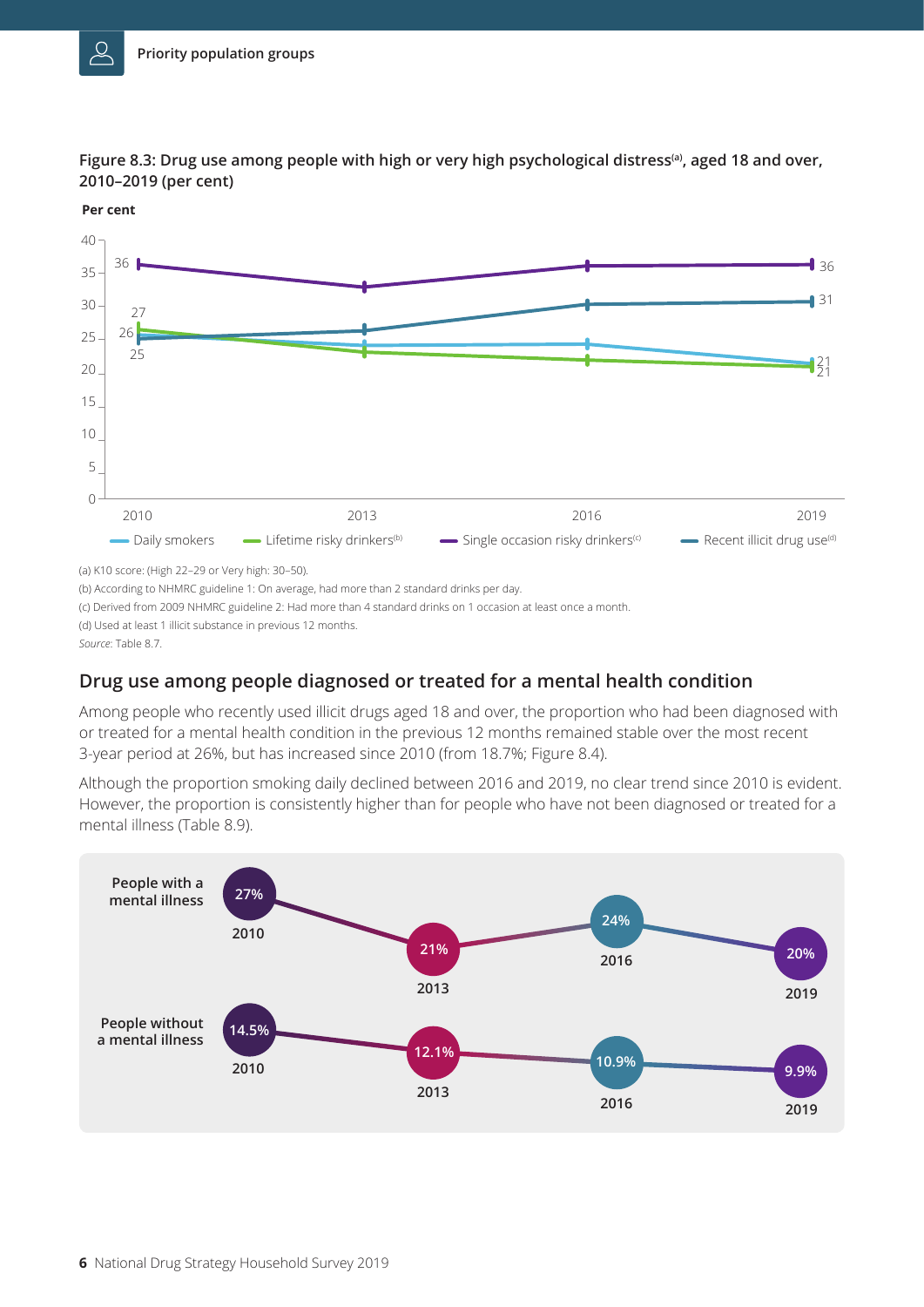Figure 8.3: Drug use among people with high or very high psychological distress[a], aged 18 and over, 2010–2019 (per cent)

Per cent

| Year | Daily smokers | Lifetime risky drinkers[b] | Single occasion risky drinkers[c] | Recent illicit drug use[d] |
|---|---|---|---|---|
| 2010 | 26 | 27 | 36 | 25 |
| 2019 | 21 | 21 | 36 | 31 |

(a) K10 score: (High 22–29 or Very high: 30–50).

(b) According to NHMRC guideline 1: On average, had more than 2 standard drinks per day.

(c) Derived from 2009 NHMRC guideline 2: Had more than 4 standard drinks on 1 occasion at least once a month.

(d) Used at least 1 illicit substance in previous 12 months.

*Source*: Table 8.7.

## Drug use among people diagnosed or treated for a mental health condition

Among people who recently used illicit drugs aged 18 and over, the proportion who had been diagnosed with or treated for a mental health condition in the previous 12 months remained stable over the most recent 3-year period at 26%, but has increased since 2010 (from 18.7%; Figure 8.4).

Although the proportion smoking daily declined between 2016 and 2019, no clear trend since 2010 is evident. However, the proportion is consistently higher than for people who have not been diagnosed or treated for a mental illness (Table 8.9).

| | 2010 | 2013 | 2016 | 2019 |
|---|---|---|---|---|
| People with a mental illness | 27% | 21% | 24% | 20% |
| People without a mental illness | 14.5% | 12.1% | 10.9% | 9.9% |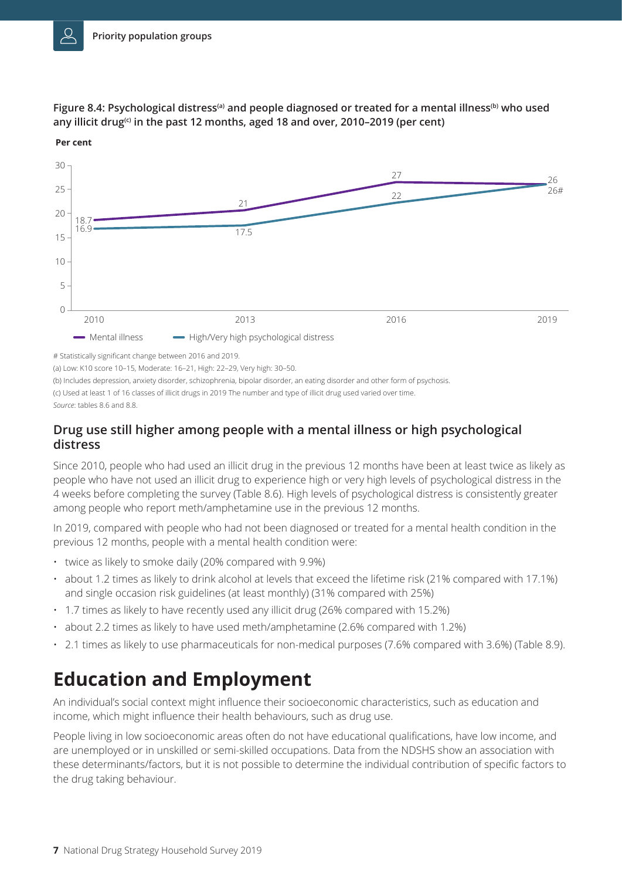**Figure 8.4: Psychological distress[(a)] and people diagnosed or treated for a mental illness[(b)] who used any illicit drug[(c)] in the past 12 months, aged 18 and over, 2010–2019 (per cent)**

| Year | Mental illness | High/Very high psychological distress |
|---|---|---|
| 2010 | 18.7 | 16.9 |
| 2013 | 21 | 17.5 |
| 2016 | 27 | 22 |
| 2019 | 26 | 26# |

\# Statistically significant change between 2016 and 2019.

(a) Low: K10 score 10–15, Moderate: 16–21, High: 22–29, Very high: 30–50.

(b) Includes depression, anxiety disorder, schizophrenia, bipolar disorder, an eating disorder and other form of psychosis.

(c) Used at least 1 of 16 classes of illicit drugs in 2019 The number and type of illicit drug used varied over time.

*Source*: tables 8.6 and 8.8.

### Drug use still higher among people with a mental illness or high psychological distress

Since 2010, people who had used an illicit drug in the previous 12 months have been at least twice as likely as people who have not used an illicit drug to experience high or very high levels of psychological distress in the 4 weeks before completing the survey (Table 8.6). High levels of psychological distress is consistently greater among people who report meth/amphetamine use in the previous 12 months.

In 2019, compared with people who had not been diagnosed or treated for a mental health condition in the previous 12 months, people with a mental health condition were:

- twice as likely to smoke daily (20% compared with 9.9%)
- about 1.2 times as likely to drink alcohol at levels that exceed the lifetime risk (21% compared with 17.1%) and single occasion risk guidelines (at least monthly) (31% compared with 25%)
- 1.7 times as likely to have recently used any illicit drug (26% compared with 15.2%)
- about 2.2 times as likely to have used meth/amphetamine (2.6% compared with 1.2%)
- 2.1 times as likely to use pharmaceuticals for non-medical purposes (7.6% compared with 3.6%) (Table 8.9).

# Education and Employment

An individual's social context might influence their socioeconomic characteristics, such as education and income, which might influence their health behaviours, such as drug use.

People living in low socioeconomic areas often do not have educational qualifications, have low income, and are unemployed or in unskilled or semi-skilled occupations. Data from the NDSHS show an association with these determinants/factors, but it is not possible to determine the individual contribution of specific factors to the drug taking behaviour.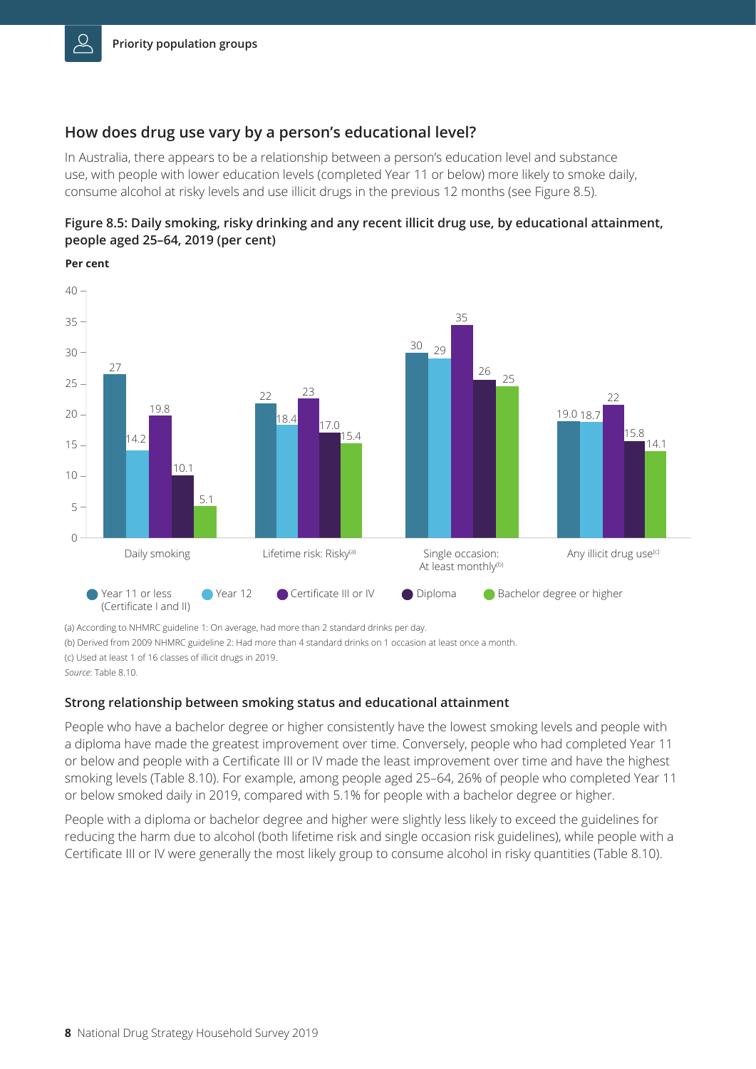## How does drug use vary by a person's educational level?

In Australia, there appears to be a relationship between a person's education level and substance use, with people with lower education levels (completed Year 11 or below) more likely to smoke daily, consume alcohol at risky levels and use illicit drugs in the previous 12 months (see Figure 8.5).

**Figure 8.5: Daily smoking, risky drinking and any recent illicit drug use, by educational attainment, people aged 25–64, 2019 (per cent)**

| Per cent | Year 11 or less (Certificate I and II) | Year 12 | Certificate III or IV | Diploma | Bachelor degree or higher |
|---|---|---|---|---|---|
| Daily smoking | 27 | 14.2 | 19.8 | 10.1 | 5.1 |
| Lifetime risk: Risky[(a)] | 22 | 18.4 | 23 | 17.0 | 15.4 |
| Single occasion: At least monthly[(b)] | 30 | 29 | 35 | 26 | 25 |
| Any illicit drug use[(c)] | 19.0 | 18.7 | 22 | 15.8 | 14.1 |

(a) According to NHMRC guideline 1: On average, had more than 2 standard drinks per day.

(b) Derived from 2009 NHMRC guideline 2: Had more than 4 standard drinks on 1 occasion at least once a month.

(c) Used at least 1 of 16 classes of illicit drugs in 2019.

*Source:* Table 8.10.

### Strong relationship between smoking status and educational attainment

People who have a bachelor degree or higher consistently have the lowest smoking levels and people with a diploma have made the greatest improvement over time. Conversely, people who had completed Year 11 or below and people with a Certificate III or IV made the least improvement over time and have the highest smoking levels (Table 8.10). For example, among people aged 25–64, 26% of people who completed Year 11 or below smoked daily in 2019, compared with 5.1% for people with a bachelor degree or higher.

People with a diploma or bachelor degree and higher were slightly less likely to exceed the guidelines for reducing the harm due to alcohol (both lifetime risk and single occasion risk guidelines), while people with a Certificate III or IV were generally the most likely group to consume alcohol in risky quantities (Table 8.10).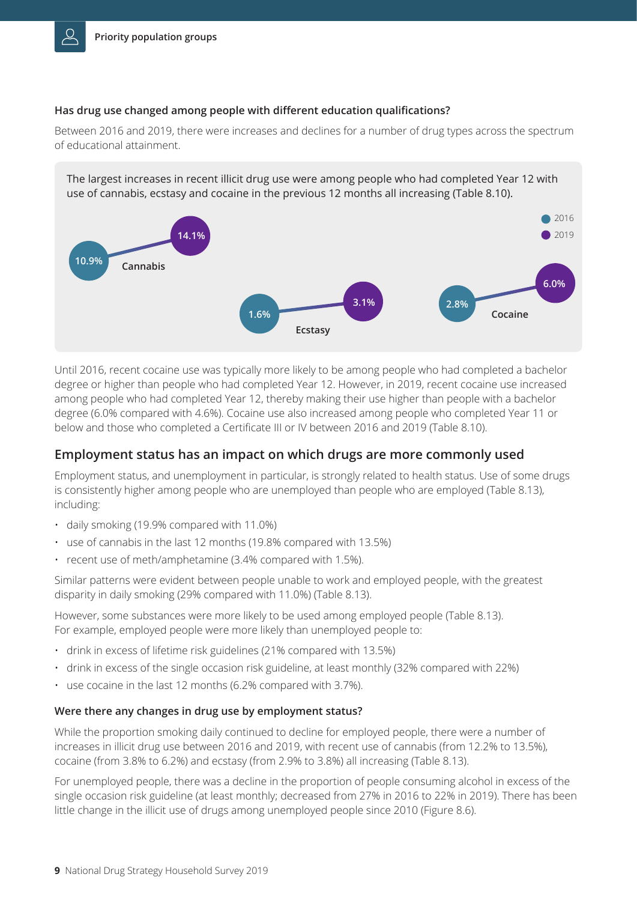### Has drug use changed among people with different education qualifications?

Between 2016 and 2019, there were increases and declines for a number of drug types across the spectrum of educational attainment.

The largest increases in recent illicit drug use were among people who had completed Year 12 with use of cannabis, ecstasy and cocaine in the previous 12 months all increasing (Table 8.10).

| Drug | 2016 | 2019 |
|---|---|---|
| Cannabis | 10.9% | 14.1% |
| Ecstasy | 1.6% | 3.1% |
| Cocaine | 2.8% | 6.0% |

Until 2016, recent cocaine use was typically more likely to be among people who had completed a bachelor degree or higher than people who had completed Year 12. However, in 2019, recent cocaine use increased among people who had completed Year 12, thereby making their use higher than people with a bachelor degree (6.0% compared with 4.6%). Cocaine use also increased among people who completed Year 11 or below and those who completed a Certificate III or IV between 2016 and 2019 (Table 8.10).

## Employment status has an impact on which drugs are more commonly used

Employment status, and unemployment in particular, is strongly related to health status. Use of some drugs is consistently higher among people who are unemployed than people who are employed (Table 8.13), including:

- daily smoking (19.9% compared with 11.0%)
- use of cannabis in the last 12 months (19.8% compared with 13.5%)
- recent use of meth/amphetamine (3.4% compared with 1.5%).

Similar patterns were evident between people unable to work and employed people, with the greatest disparity in daily smoking (29% compared with 11.0%) (Table 8.13).

However, some substances were more likely to be used among employed people (Table 8.13). For example, employed people were more likely than unemployed people to:

- drink in excess of lifetime risk guidelines (21% compared with 13.5%)
- drink in excess of the single occasion risk guideline, at least monthly (32% compared with 22%)
- use cocaine in the last 12 months (6.2% compared with 3.7%).

### Were there any changes in drug use by employment status?

While the proportion smoking daily continued to decline for employed people, there were a number of increases in illicit drug use between 2016 and 2019, with recent use of cannabis (from 12.2% to 13.5%), cocaine (from 3.8% to 6.2%) and ecstasy (from 2.9% to 3.8%) all increasing (Table 8.13).

For unemployed people, there was a decline in the proportion of people consuming alcohol in excess of the single occasion risk guideline (at least monthly; decreased from 27% in 2016 to 22% in 2019). There has been little change in the illicit use of drugs among unemployed people since 2010 (Figure 8.6).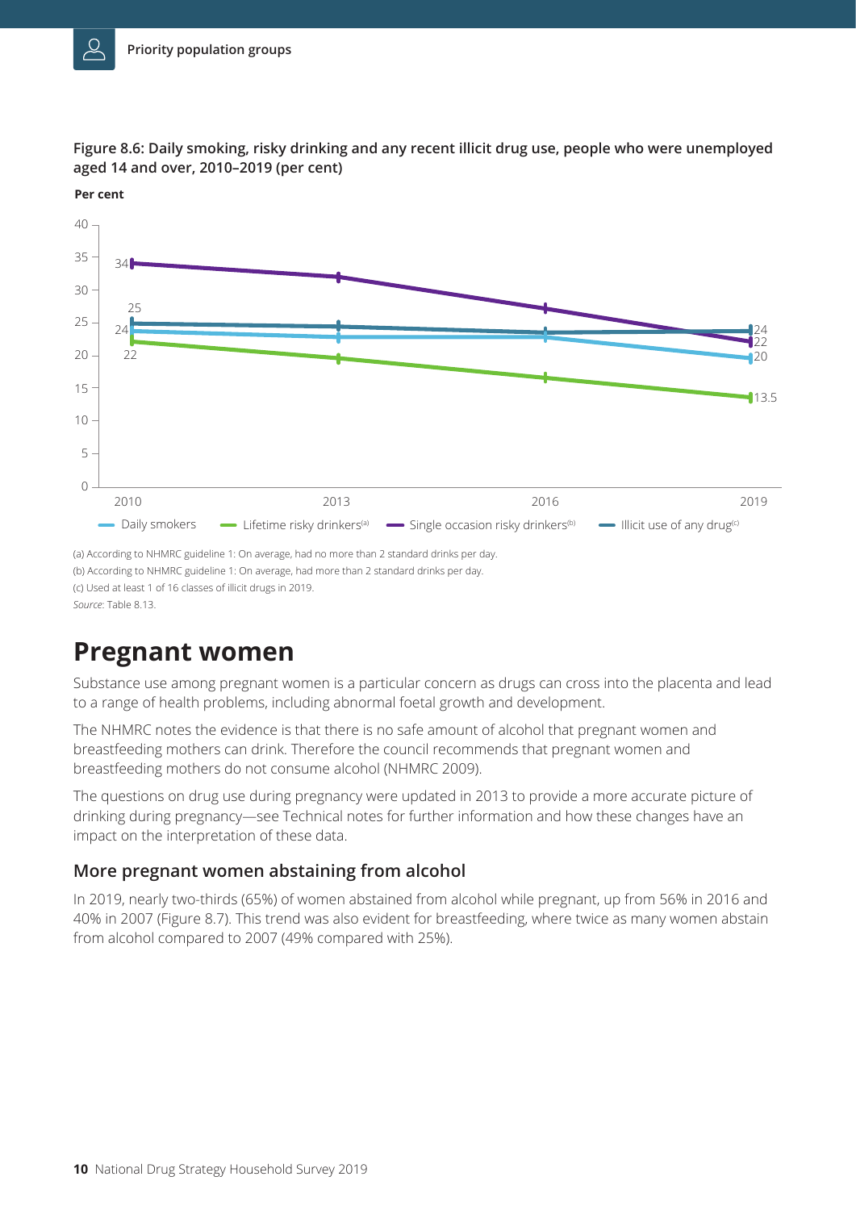**Figure 8.6: Daily smoking, risky drinking and any recent illicit drug use, people who were unemployed aged 14 and over, 2010–2019 (per cent)**

(a) According to NHMRC guideline 1: On average, had no more than 2 standard drinks per day.

(b) According to NHMRC guideline 1: On average, had more than 2 standard drinks per day.

(c) Used at least 1 of 16 classes of illicit drugs in 2019.

*Source*: Table 8.13.

# Pregnant women

Substance use among pregnant women is a particular concern as drugs can cross into the placenta and lead to a range of health problems, including abnormal foetal growth and development.

The NHMRC notes the evidence is that there is no safe amount of alcohol that pregnant women and breastfeeding mothers can drink. Therefore the council recommends that pregnant women and breastfeeding mothers do not consume alcohol (NHMRC 2009).

The questions on drug use during pregnancy were updated in 2013 to provide a more accurate picture of drinking during pregnancy—see Technical notes for further information and how these changes have an impact on the interpretation of these data.

## More pregnant women abstaining from alcohol

In 2019, nearly two-thirds (65%) of women abstained from alcohol while pregnant, up from 56% in 2016 and 40% in 2007 (Figure 8.7). This trend was also evident for breastfeeding, where twice as many women abstain from alcohol compared to 2007 (49% compared with 25%).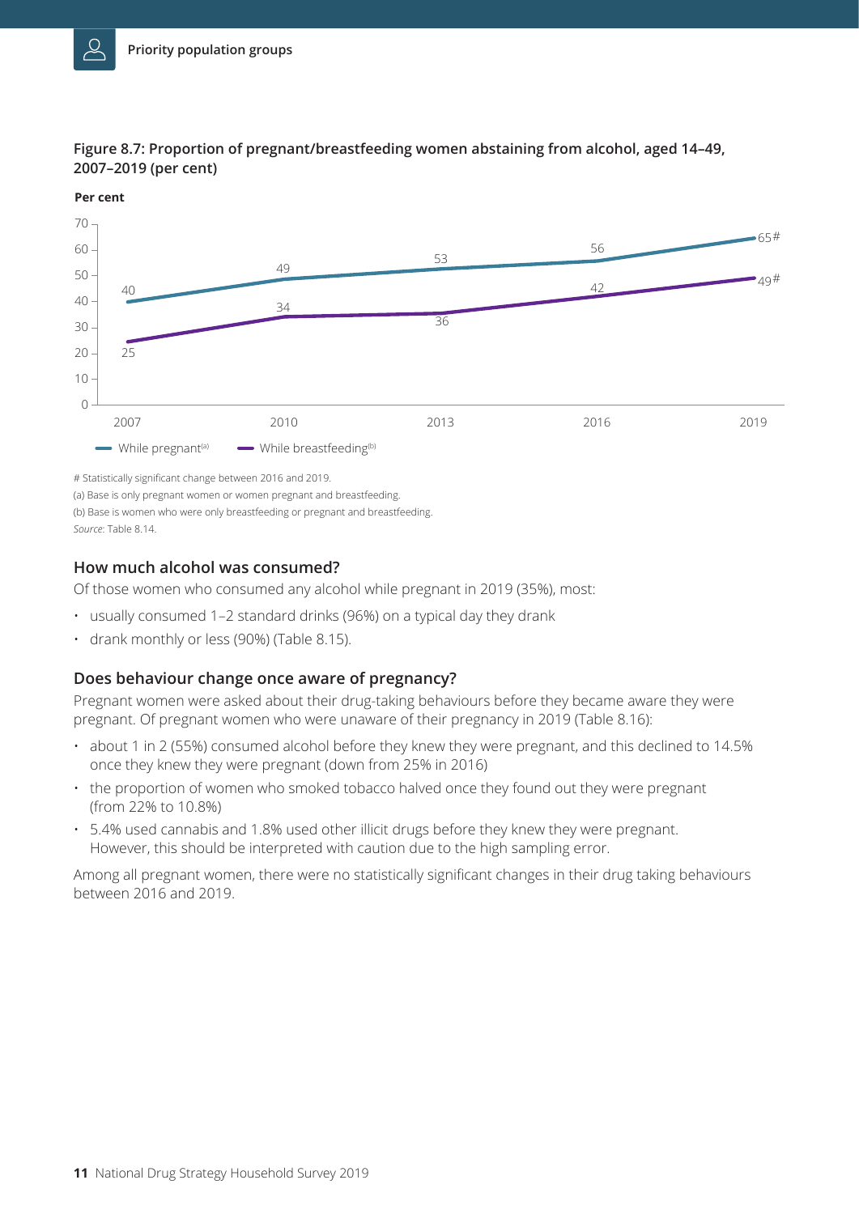**Figure 8.7: Proportion of pregnant/breastfeeding women abstaining from alcohol, aged 14–49, 2007–2019 (per cent)**

| Year | While pregnant[(a)] | While breastfeeding[(b)] |
|---|---|---|
| 2007 | 40 | 25 |
| 2010 | 49 | 34 |
| 2013 | 53 | 36 |
| 2016 | 56 | 42 |
| 2019 | 65# | 49# |

# Statistically significant change between 2016 and 2019.

(a) Base is only pregnant women or women pregnant and breastfeeding.

(b) Base is women who were only breastfeeding or pregnant and breastfeeding.

*Source*: Table 8.14.

### How much alcohol was consumed?

Of those women who consumed any alcohol while pregnant in 2019 (35%), most:

- usually consumed 1–2 standard drinks (96%) on a typical day they drank
- drank monthly or less (90%) (Table 8.15).

### Does behaviour change once aware of pregnancy?

Pregnant women were asked about their drug-taking behaviours before they became aware they were pregnant. Of pregnant women who were unaware of their pregnancy in 2019 (Table 8.16):

- about 1 in 2 (55%) consumed alcohol before they knew they were pregnant, and this declined to 14.5% once they knew they were pregnant (down from 25% in 2016)
- the proportion of women who smoked tobacco halved once they found out they were pregnant (from 22% to 10.8%)
- 5.4% used cannabis and 1.8% used other illicit drugs before they knew they were pregnant. However, this should be interpreted with caution due to the high sampling error.

Among all pregnant women, there were no statistically significant changes in their drug taking behaviours between 2016 and 2019.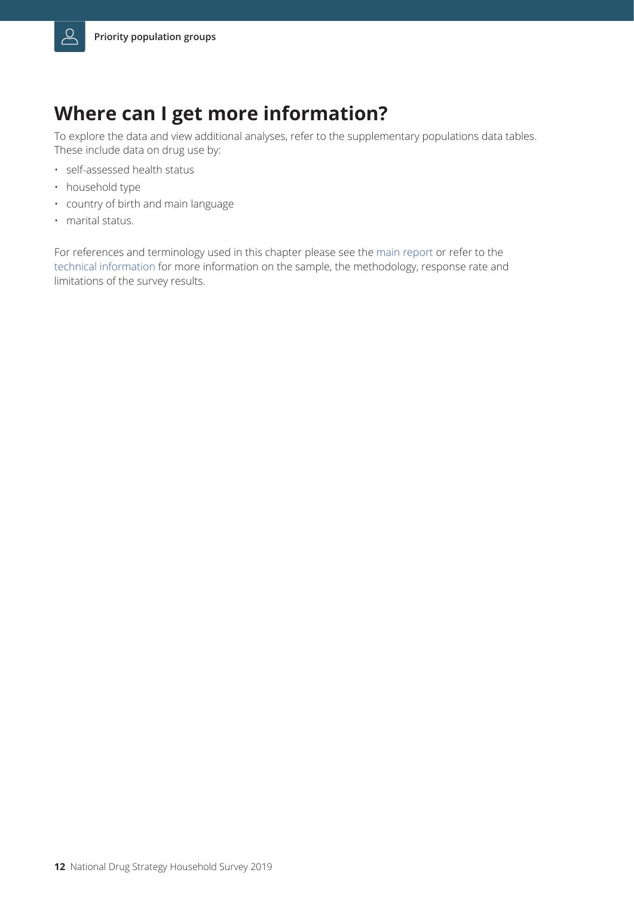## Where can I get more information?

To explore the data and view additional analyses, refer to the supplementary populations data tables. These include data on drug use by:

- self-assessed health status
- household type
- country of birth and main language
- marital status.

For references and terminology used in this chapter please see the main report or refer to the technical information for more information on the sample, the methodology, response rate and limitations of the survey results.